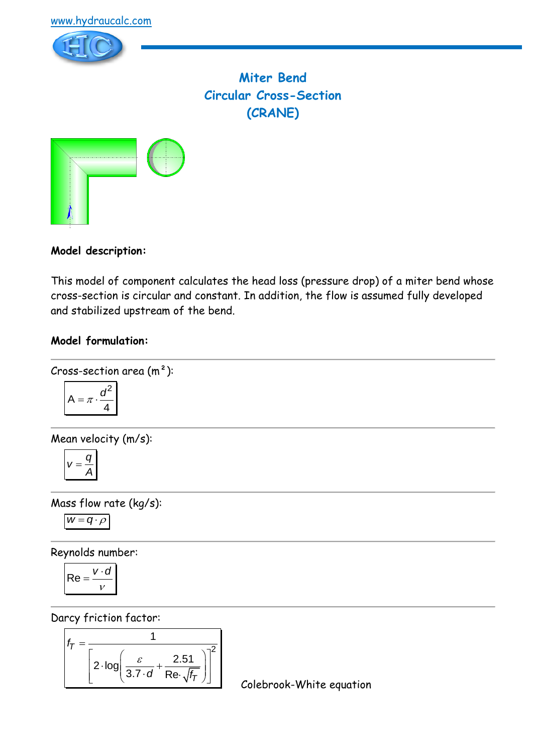www.hydraucalc.com

# Miter Bend
# Circular Cross-Section
# (CRANE)

**Model description:**

This model of component calculates the head loss (pressure drop) of a miter bend whose cross-section is circular and constant. In addition, the flow is assumed fully developed and stabilized upstream of the bend.

**Model formulation:**

Cross-section area ($m^2$):

$$A = \pi \cdot \frac{d^2}{4}$$

Mean velocity (m/s):

$$v = \frac{q}{A}$$

Mass flow rate (kg/s):

$$w = q \cdot \rho$$

Reynolds number:

$$\mathrm{Re} = \frac{v \cdot d}{\nu}$$

Darcy friction factor:

$$f_T = \frac{1}{\left[2 \cdot \log\left(\frac{\varepsilon}{3.7 \cdot d} + \frac{2.51}{\mathrm{Re} \cdot \sqrt{f_T}}\right)\right]^2}$$

Colebrook-White equation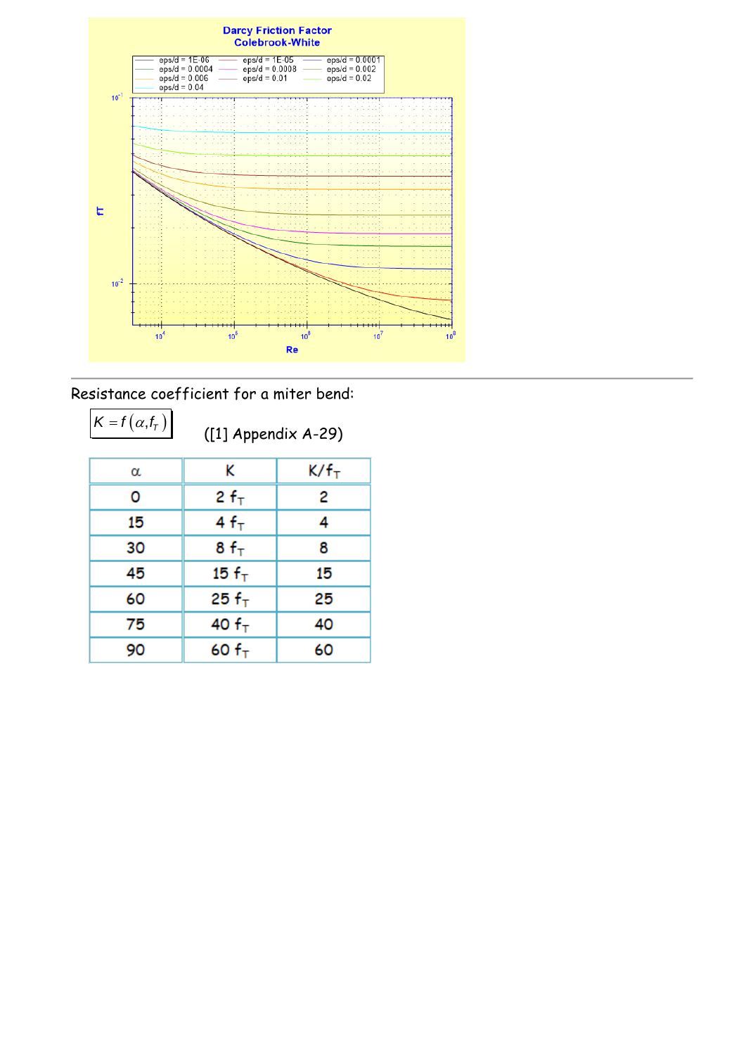Darcy Friction Factor
Colebrook-White

Resistance coefficient for a miter bend:

$K = f(\alpha, f_T)$ ([1] Appendix A-29)

| α | K | $K/f_T$ |
|---|---|---|
| 0 | $2\ f_T$ | 2 |
| 15 | $4\ f_T$ | 4 |
| 30 | $8\ f_T$ | 8 |
| 45 | $15\ f_T$ | 15 |
| 60 | $25\ f_T$ | 25 |
| 75 | $40\ f_T$ | 40 |
| 90 | $60\ f_T$ | 60 |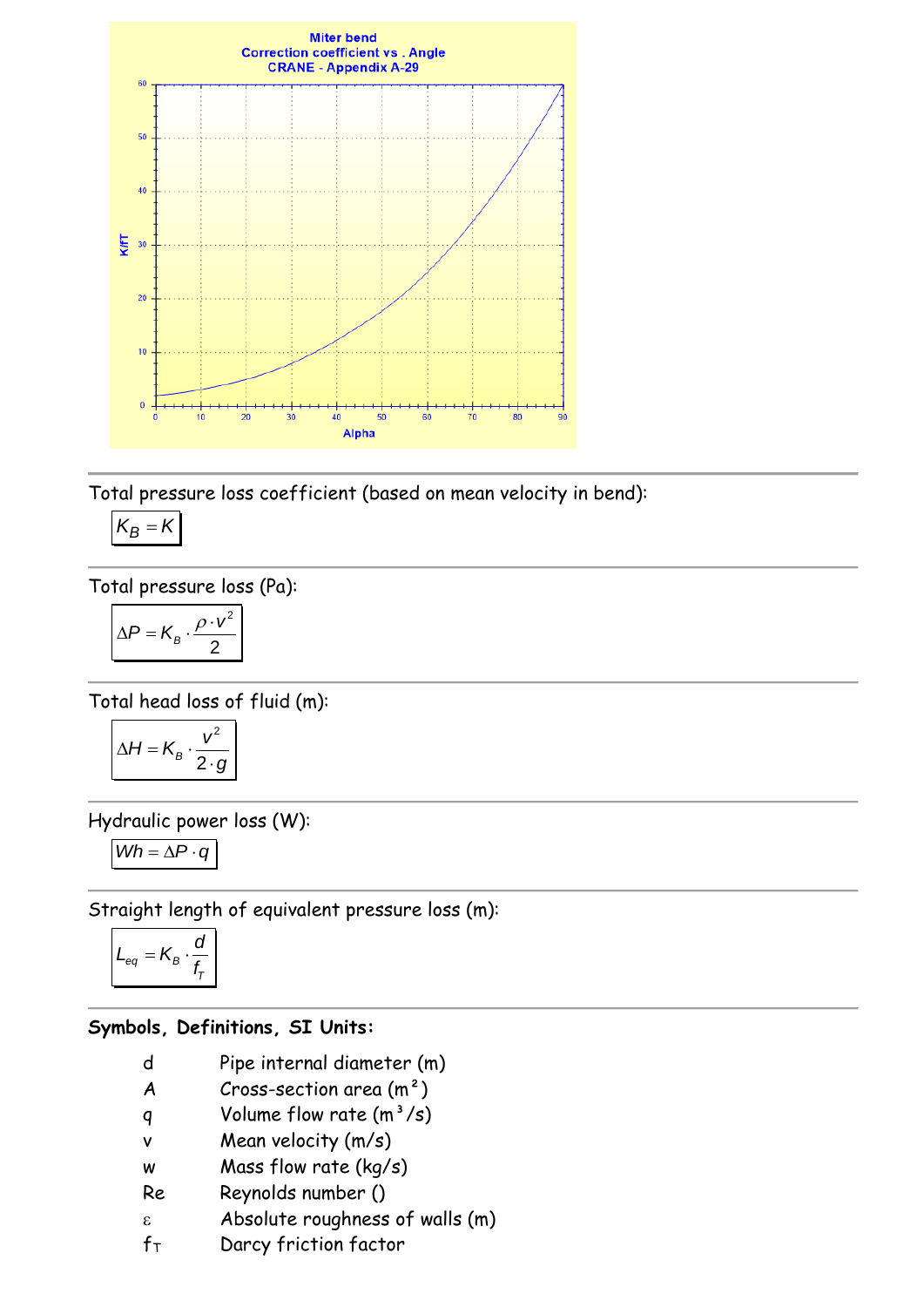Miter bend
Correction coefficient vs . Angle
CRANE - Appendix A-29

Total pressure loss coefficient (based on mean velocity in bend):

$$K_B = K$$

Total pressure loss (Pa):

$$\Delta P = K_B \cdot \frac{\rho \cdot v^2}{2}$$

Total head loss of fluid (m):

$$\Delta H = K_B \cdot \frac{v^2}{2 \cdot g}$$

Hydraulic power loss (W):

$$Wh = \Delta P \cdot q$$

Straight length of equivalent pressure loss (m):

$$L_{eq} = K_B \cdot \frac{d}{f_T}$$

**Symbols, Definitions, SI Units:**

| | |
|---|---|
| d | Pipe internal diameter (m) |
| A | Cross-section area ($m^2$) |
| q | Volume flow rate ($m^3/s$) |
| v | Mean velocity (m/s) |
| w | Mass flow rate (kg/s) |
| Re | Reynolds number () |
| $\varepsilon$ | Absolute roughness of walls (m) |
| $f_T$ | Darcy friction factor |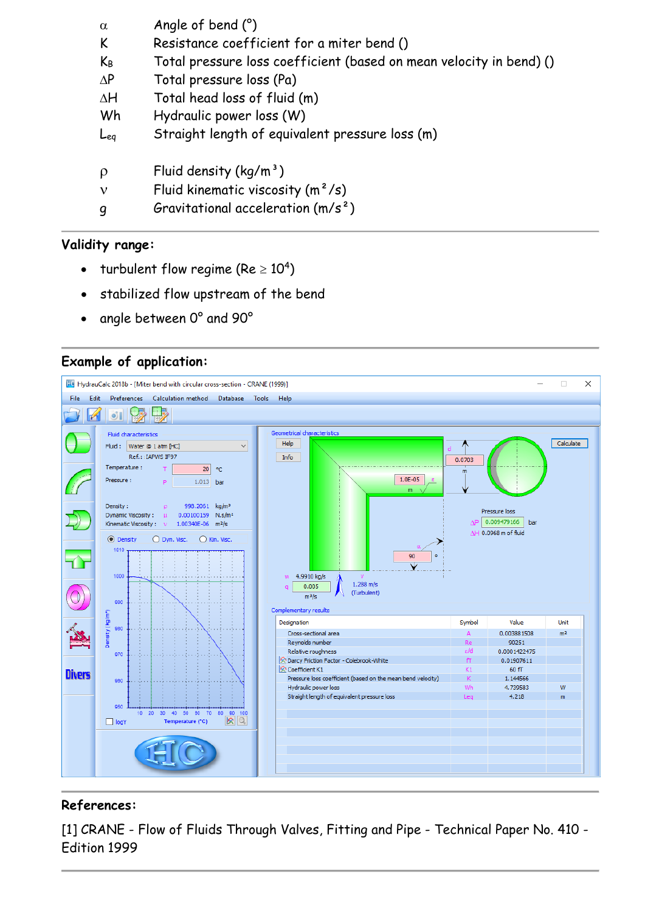| | |
|---|---|
| $\alpha$ | Angle of bend (°) |
| $K$ | Resistance coefficient for a miter bend () |
| $K_B$ | Total pressure loss coefficient (based on mean velocity in bend) () |
| $\Delta P$ | Total pressure loss (Pa) |
| $\Delta H$ | Total head loss of fluid (m) |
| $Wh$ | Hydraulic power loss (W) |
| $L_{eq}$ | Straight length of equivalent pressure loss (m) |
| $\rho$ | Fluid density (kg/m³) |
| $\nu$ | Fluid kinematic viscosity (m²/s) |
| $g$ | Gravitational acceleration (m/s²) |

## Validity range:

- turbulent flow regime ($Re \geq 10^4$)
- stabilized flow upstream of the bend
- angle between 0° and 90°

## Example of application:

HydrauCalc 2018b - [Miter bend with circular cross-section - CRANE (1999)]

File Edit Preferences Calculation method Database Tools Help

Fluid characteristics

Fluid : Water @ 1 atm [HC]

Ref.: IAPWS IF97

Temperature : T 20 °C

Pressure : P 1.013 bar

Density : ρ 998.2061 kg/m³

Dynamic Viscosity : μ 0.00100159 N.s/m²

Kinematic Viscosity : ν 1.00340E-06 m²/s

Density Dyn. visc. Kin. visc.

1010 1000 990 980 970 960 950

Density (kg/m³)

10 20 30 40 50 60 70 80 90 100

Temperature (°C)

logY

Geometrical characteristics

Help Info Calculate

d 0.0703 m

1.0E-05 m ε

α 90 °

w 4.9910 kg/s

q 0.005 m³/s

v 1.288 m/s (Turbulent)

Pressure loss

ΔP 0.009479166 bar

ΔH 0.0968 m of fluid

Complementary results

| Designation | Symbol | Value | Unit |
|---|---|---|---|
| Cross-sectional area | A | 0.003881508 | m² |
| Reynolds number | Re | 90251 | |
| Relative roughness | ε/d | 0.0001422475 | |
| Darcy Friction Factor - Colebrook-White | fT | 0.01907611 | |
| Coefficient K1 | K1 | 60 fT | |
| Pressure loss coefficient (based on the mean bend velocity) | K | 1.144566 | |
| Hydraulic power loss | Wh | 4.739583 | W |
| Straight length of equivalent pressure loss | Leq | 4.218 | m |

## References:

[1] CRANE - Flow of Fluids Through Valves, Fitting and Pipe - Technical Paper No. 410 - Edition 1999